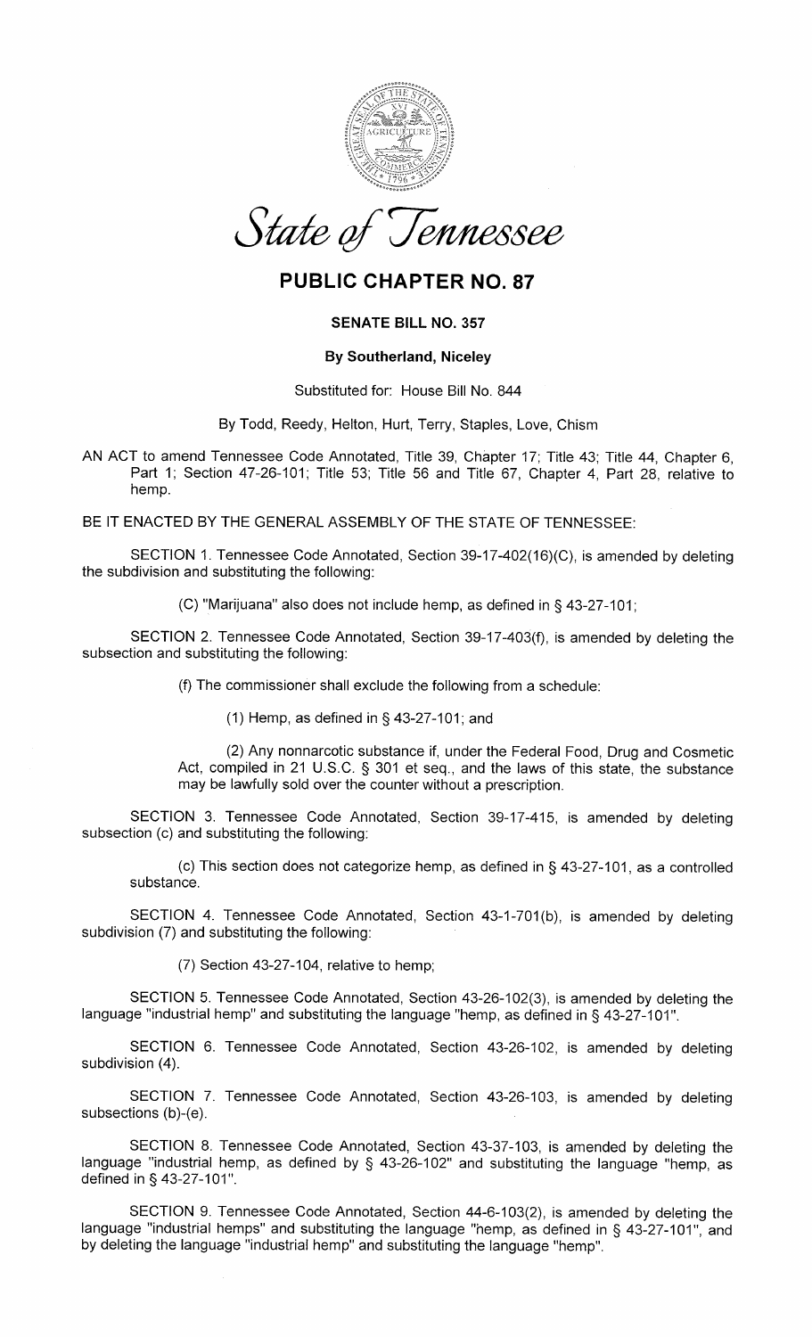*State of Tennessee*

# PUBLIC CHAPTER NO. 87

### SENATE BILL NO. 357

**By Southerland, Niceley**

Substituted for: House Bill No. 844

By Todd, Reedy, Helton, Hurt, Terry, Staples, Love, Chism

AN ACT to amend Tennessee Code Annotated, Title 39, Chapter 17; Title 43; Title 44, Chapter 6, Part 1; Section 47-26-101; Title 53; Title 56 and Title 67, Chapter 4, Part 28, relative to hemp.

BE IT ENACTED BY THE GENERAL ASSEMBLY OF THE STATE OF TENNESSEE:

SECTION 1. Tennessee Code Annotated, Section 39-17-402(16)(C), is amended by deleting the subdivision and substituting the following:

(C) "Marijuana" also does not include hemp, as defined in § 43-27-101;

SECTION 2. Tennessee Code Annotated, Section 39-17-403(f), is amended by deleting the subsection and substituting the following:

(f) The commissioner shall exclude the following from a schedule:

(1) Hemp, as defined in § 43-27-101; and

(2) Any nonnarcotic substance if, under the Federal Food, Drug and Cosmetic Act, compiled in 21 U.S.C. § 301 et seq., and the laws of this state, the substance may be lawfully sold over the counter without a prescription.

SECTION 3. Tennessee Code Annotated, Section 39-17-415, is amended by deleting subsection (c) and substituting the following:

(c) This section does not categorize hemp, as defined in § 43-27-101, as a controlled substance.

SECTION 4. Tennessee Code Annotated, Section 43-1-701(b), is amended by deleting subdivision (7) and substituting the following:

(7) Section 43-27-104, relative to hemp;

SECTION 5. Tennessee Code Annotated, Section 43-26-102(3), is amended by deleting the language "industrial hemp" and substituting the language "hemp, as defined in § 43-27-101".

SECTION 6. Tennessee Code Annotated, Section 43-26-102, is amended by deleting subdivision (4).

SECTION 7. Tennessee Code Annotated, Section 43-26-103, is amended by deleting subsections (b)-(e).

SECTION 8. Tennessee Code Annotated, Section 43-37-103, is amended by deleting the language "industrial hemp, as defined by § 43-26-102" and substituting the language "hemp, as defined in § 43-27-101".

SECTION 9. Tennessee Code Annotated, Section 44-6-103(2), is amended by deleting the language "industrial hemps" and substituting the language "hemp, as defined in § 43-27-101", and by deleting the language "industrial hemp" and substituting the language "hemp".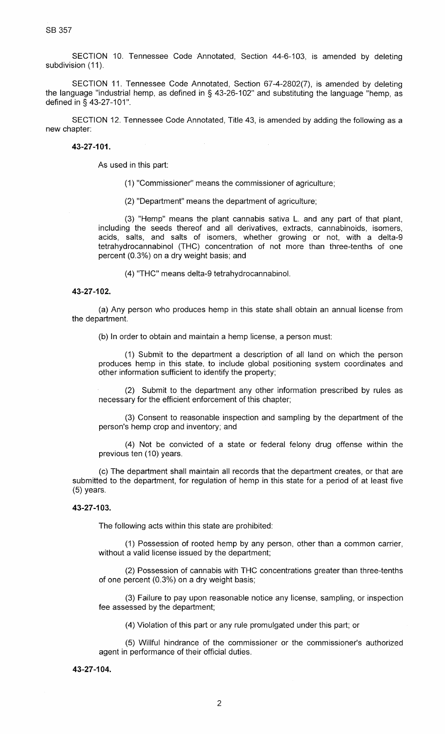SECTION 10. Tennessee Code Annotated, Section 44-6-103, is amended by deleting subdivision (11).

SECTION 11. Tennessee Code Annotated, Section 67-4-2802(7), is amended by deleting the language "industrial hemp, as defined in § 43-26-102" and substituting the language "hemp, as defined in § 43-27-101".

SECTION 12. Tennessee Code Annotated, Title 43, is amended by adding the following as a new chapter:

**43-27-101.**

As used in this part:

(1) "Commissioner" means the commissioner of agriculture;

(2) "Department" means the department of agriculture;

(3) "Hemp" means the plant cannabis sativa L. and any part of that plant, including the seeds thereof and all derivatives, extracts, cannabinoids, isomers, acids, salts, and salts of isomers, whether growing or not, with a delta-9 tetrahydrocannabinol (THC) concentration of not more than three-tenths of one percent (0.3%) on a dry weight basis; and

(4) "THC" means delta-9 tetrahydrocannabinol.

**43-27-102.**

(a) Any person who produces hemp in this state shall obtain an annual license from the department.

(b) In order to obtain and maintain a hemp license, a person must:

(1) Submit to the department a description of all land on which the person produces hemp in this state, to include global positioning system coordinates and other information sufficient to identify the property;

(2) Submit to the department any other information prescribed by rules as necessary for the efficient enforcement of this chapter;

(3) Consent to reasonable inspection and sampling by the department of the person's hemp crop and inventory; and

(4) Not be convicted of a state or federal felony drug offense within the previous ten (10) years.

(c) The department shall maintain all records that the department creates, or that are submitted to the department, for regulation of hemp in this state for a period of at least five (5) years.

**43-27-103.**

The following acts within this state are prohibited:

(1) Possession of rooted hemp by any person, other than a common carrier, without a valid license issued by the department;

(2) Possession of cannabis with THC concentrations greater than three-tenths of one percent (0.3%) on a dry weight basis;

(3) Failure to pay upon reasonable notice any license, sampling, or inspection fee assessed by the department;

(4) Violation of this part or any rule promulgated under this part; or

(5) Willful hindrance of the commissioner or the commissioner's authorized agent in performance of their official duties.

**43-27-104.**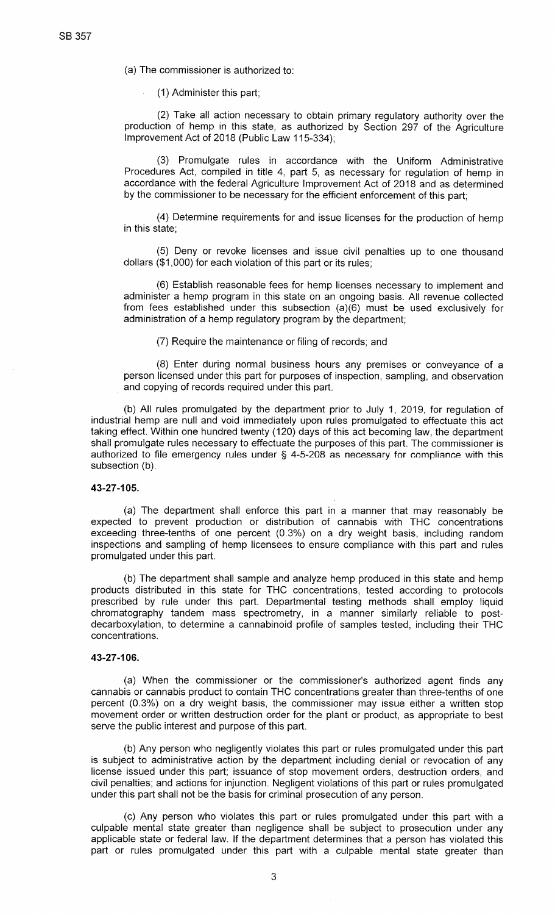(a) The commissioner is authorized to:

(1) Administer this part;

(2) Take all action necessary to obtain primary regulatory authority over the production of hemp in this state, as authorized by Section 297 of the Agriculture Improvement Act of 2018 (Public Law 115-334);

(3) Promulgate rules in accordance with the Uniform Administrative Procedures Act, compiled in title 4, part 5, as necessary for regulation of hemp in accordance with the federal Agriculture Improvement Act of 2018 and as determined by the commissioner to be necessary for the efficient enforcement of this part;

(4) Determine requirements for and issue licenses for the production of hemp in this state;

(5) Deny or revoke licenses and issue civil penalties up to one thousand dollars ($1,000) for each violation of this part or its rules;

(6) Establish reasonable fees for hemp licenses necessary to implement and administer a hemp program in this state on an ongoing basis. All revenue collected from fees established under this subsection (a)(6) must be used exclusively for administration of a hemp regulatory program by the department;

(7) Require the maintenance or filing of records; and

(8) Enter during normal business hours any premises or conveyance of a person licensed under this part for purposes of inspection, sampling, and observation and copying of records required under this part.

(b) All rules promulgated by the department prior to July 1, 2019, for regulation of industrial hemp are null and void immediately upon rules promulgated to effectuate this act taking effect. Within one hundred twenty (120) days of this act becoming law, the department shall promulgate rules necessary to effectuate the purposes of this part. The commissioner is authorized to file emergency rules under § 4-5-208 as necessary for compliance with this subsection (b).

**43-27-105.**

(a) The department shall enforce this part in a manner that may reasonably be expected to prevent production or distribution of cannabis with THC concentrations exceeding three-tenths of one percent (0.3%) on a dry weight basis, including random inspections and sampling of hemp licensees to ensure compliance with this part and rules promulgated under this part.

(b) The department shall sample and analyze hemp produced in this state and hemp products distributed in this state for THC concentrations, tested according to protocols prescribed by rule under this part. Departmental testing methods shall employ liquid chromatography tandem mass spectrometry, in a manner similarly reliable to post-decarboxylation, to determine a cannabinoid profile of samples tested, including their THC concentrations.

**43-27-106.**

(a) When the commissioner or the commissioner's authorized agent finds any cannabis or cannabis product to contain THC concentrations greater than three-tenths of one percent (0.3%) on a dry weight basis, the commissioner may issue either a written stop movement order or written destruction order for the plant or product, as appropriate to best serve the public interest and purpose of this part.

(b) Any person who negligently violates this part or rules promulgated under this part is subject to administrative action by the department including denial or revocation of any license issued under this part; issuance of stop movement orders, destruction orders, and civil penalties; and actions for injunction. Negligent violations of this part or rules promulgated under this part shall not be the basis for criminal prosecution of any person.

(c) Any person who violates this part or rules promulgated under this part with a culpable mental state greater than negligence shall be subject to prosecution under any applicable state or federal law. If the department determines that a person has violated this part or rules promulgated under this part with a culpable mental state greater than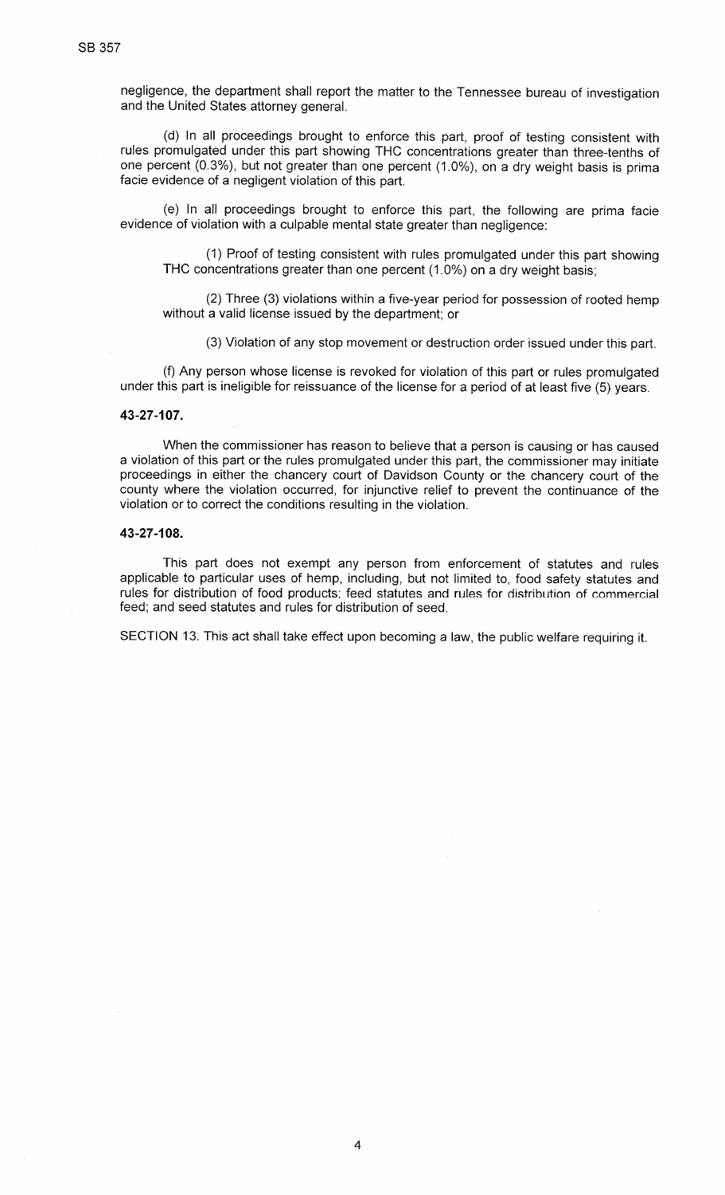negligence, the department shall report the matter to the Tennessee bureau of investigation and the United States attorney general.

(d) In all proceedings brought to enforce this part, proof of testing consistent with rules promulgated under this part showing THC concentrations greater than three-tenths of one percent (0.3%), but not greater than one percent (1.0%), on a dry weight basis is prima facie evidence of a negligent violation of this part.

(e) In all proceedings brought to enforce this part, the following are prima facie evidence of violation with a culpable mental state greater than negligence:

(1) Proof of testing consistent with rules promulgated under this part showing THC concentrations greater than one percent (1.0%) on a dry weight basis;

(2) Three (3) violations within a five-year period for possession of rooted hemp without a valid license issued by the department; or

(3) Violation of any stop movement or destruction order issued under this part.

(f) Any person whose license is revoked for violation of this part or rules promulgated under this part is ineligible for reissuance of the license for a period of at least five (5) years.

**43-27-107.**

When the commissioner has reason to believe that a person is causing or has caused a violation of this part or the rules promulgated under this part, the commissioner may initiate proceedings in either the chancery court of Davidson County or the chancery court of the county where the violation occurred, for injunctive relief to prevent the continuance of the violation or to correct the conditions resulting in the violation.

**43-27-108.**

This part does not exempt any person from enforcement of statutes and rules applicable to particular uses of hemp, including, but not limited to, food safety statutes and rules for distribution of food products; feed statutes and rules for distribution of commercial feed; and seed statutes and rules for distribution of seed.

SECTION 13. This act shall take effect upon becoming a law, the public welfare requiring it.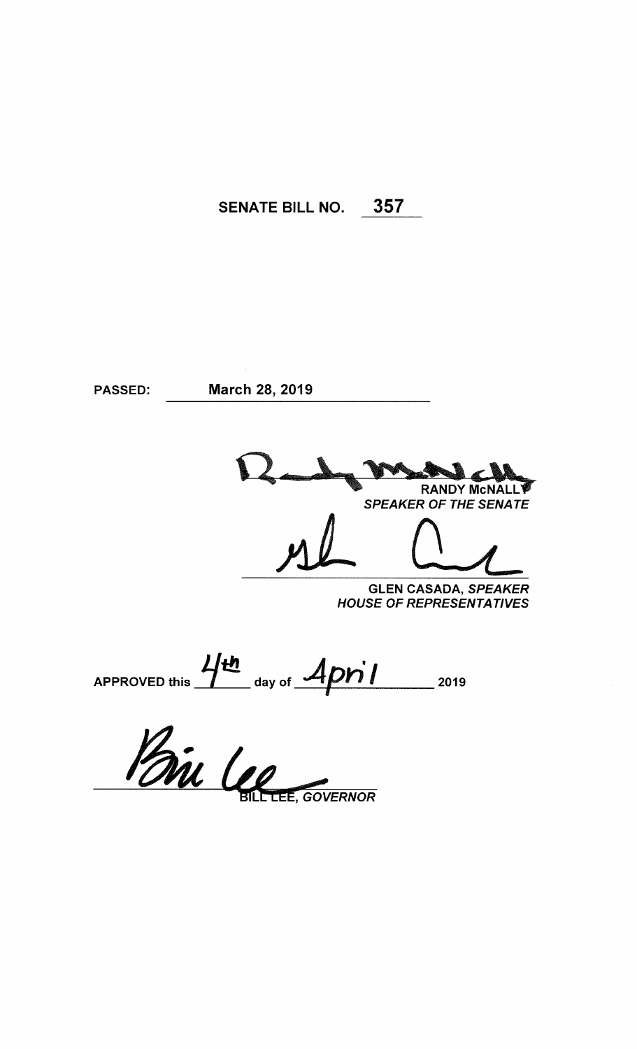SENATE BILL NO. 357

PASSED: March 28, 2019

RANDY McNALLY
*SPEAKER OF THE SENATE*

GLEN CASADA, *SPEAKER*
*HOUSE OF REPRESENTATIVES*

APPROVED this 4th day of April 2019

BILL LEE, *GOVERNOR*